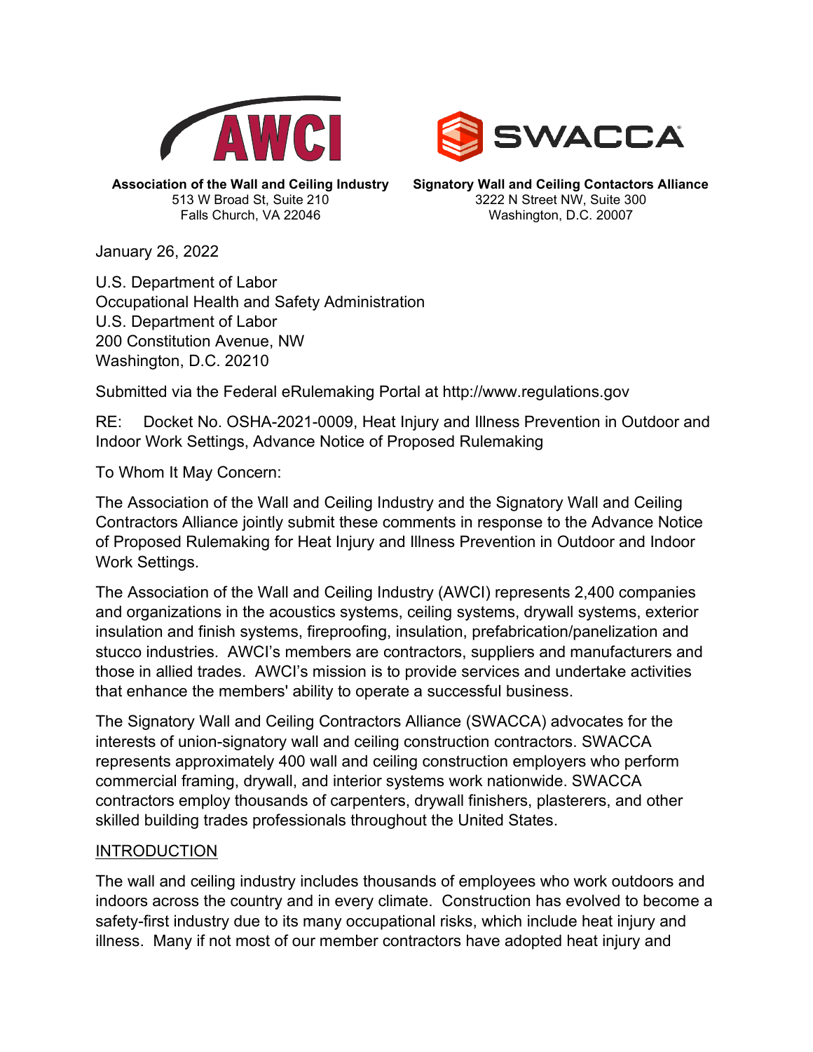**Association of the Wall and Ceiling Industry**
513 W Broad St, Suite 210
Falls Church, VA 22046

**Signatory Wall and Ceiling Contactors Alliance**
3222 N Street NW, Suite 300
Washington, D.C. 20007

January 26, 2022

U.S. Department of Labor
Occupational Health and Safety Administration
U.S. Department of Labor
200 Constitution Avenue, NW
Washington, D.C. 20210

Submitted via the Federal eRulemaking Portal at http://www.regulations.gov

RE: Docket No. OSHA-2021-0009, Heat Injury and Illness Prevention in Outdoor and Indoor Work Settings, Advance Notice of Proposed Rulemaking

To Whom It May Concern:

The Association of the Wall and Ceiling Industry and the Signatory Wall and Ceiling Contractors Alliance jointly submit these comments in response to the Advance Notice of Proposed Rulemaking for Heat Injury and Illness Prevention in Outdoor and Indoor Work Settings.

The Association of the Wall and Ceiling Industry (AWCI) represents 2,400 companies and organizations in the acoustics systems, ceiling systems, drywall systems, exterior insulation and finish systems, fireproofing, insulation, prefabrication/panelization and stucco industries. AWCI's members are contractors, suppliers and manufacturers and those in allied trades. AWCI's mission is to provide services and undertake activities that enhance the members' ability to operate a successful business.

The Signatory Wall and Ceiling Contractors Alliance (SWACCA) advocates for the interests of union-signatory wall and ceiling construction contractors. SWACCA represents approximately 400 wall and ceiling construction employers who perform commercial framing, drywall, and interior systems work nationwide. SWACCA contractors employ thousands of carpenters, drywall finishers, plasterers, and other skilled building trades professionals throughout the United States.

## INTRODUCTION

The wall and ceiling industry includes thousands of employees who work outdoors and indoors across the country and in every climate. Construction has evolved to become a safety-first industry due to its many occupational risks, which include heat injury and illness. Many if not most of our member contractors have adopted heat injury and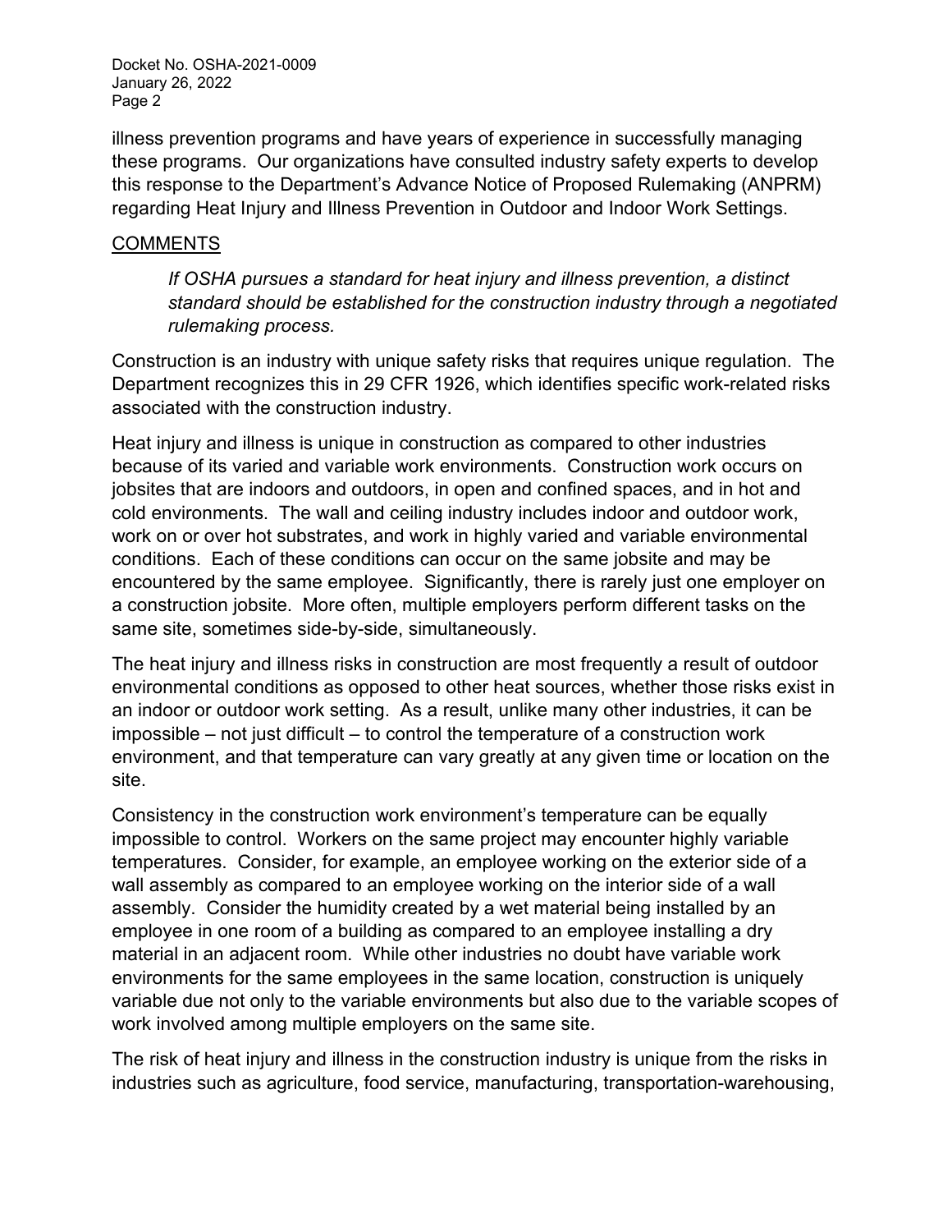illness prevention programs and have years of experience in successfully managing these programs. Our organizations have consulted industry safety experts to develop this response to the Department's Advance Notice of Proposed Rulemaking (ANPRM) regarding Heat Injury and Illness Prevention in Outdoor and Indoor Work Settings.

## COMMENTS

> *If OSHA pursues a standard for heat injury and illness prevention, a distinct standard should be established for the construction industry through a negotiated rulemaking process.*

Construction is an industry with unique safety risks that requires unique regulation. The Department recognizes this in 29 CFR 1926, which identifies specific work-related risks associated with the construction industry.

Heat injury and illness is unique in construction as compared to other industries because of its varied and variable work environments. Construction work occurs on jobsites that are indoors and outdoors, in open and confined spaces, and in hot and cold environments. The wall and ceiling industry includes indoor and outdoor work, work on or over hot substrates, and work in highly varied and variable environmental conditions. Each of these conditions can occur on the same jobsite and may be encountered by the same employee. Significantly, there is rarely just one employer on a construction jobsite. More often, multiple employers perform different tasks on the same site, sometimes side-by-side, simultaneously.

The heat injury and illness risks in construction are most frequently a result of outdoor environmental conditions as opposed to other heat sources, whether those risks exist in an indoor or outdoor work setting. As a result, unlike many other industries, it can be impossible – not just difficult – to control the temperature of a construction work environment, and that temperature can vary greatly at any given time or location on the site.

Consistency in the construction work environment's temperature can be equally impossible to control. Workers on the same project may encounter highly variable temperatures. Consider, for example, an employee working on the exterior side of a wall assembly as compared to an employee working on the interior side of a wall assembly. Consider the humidity created by a wet material being installed by an employee in one room of a building as compared to an employee installing a dry material in an adjacent room. While other industries no doubt have variable work environments for the same employees in the same location, construction is uniquely variable due not only to the variable environments but also due to the variable scopes of work involved among multiple employers on the same site.

The risk of heat injury and illness in the construction industry is unique from the risks in industries such as agriculture, food service, manufacturing, transportation-warehousing,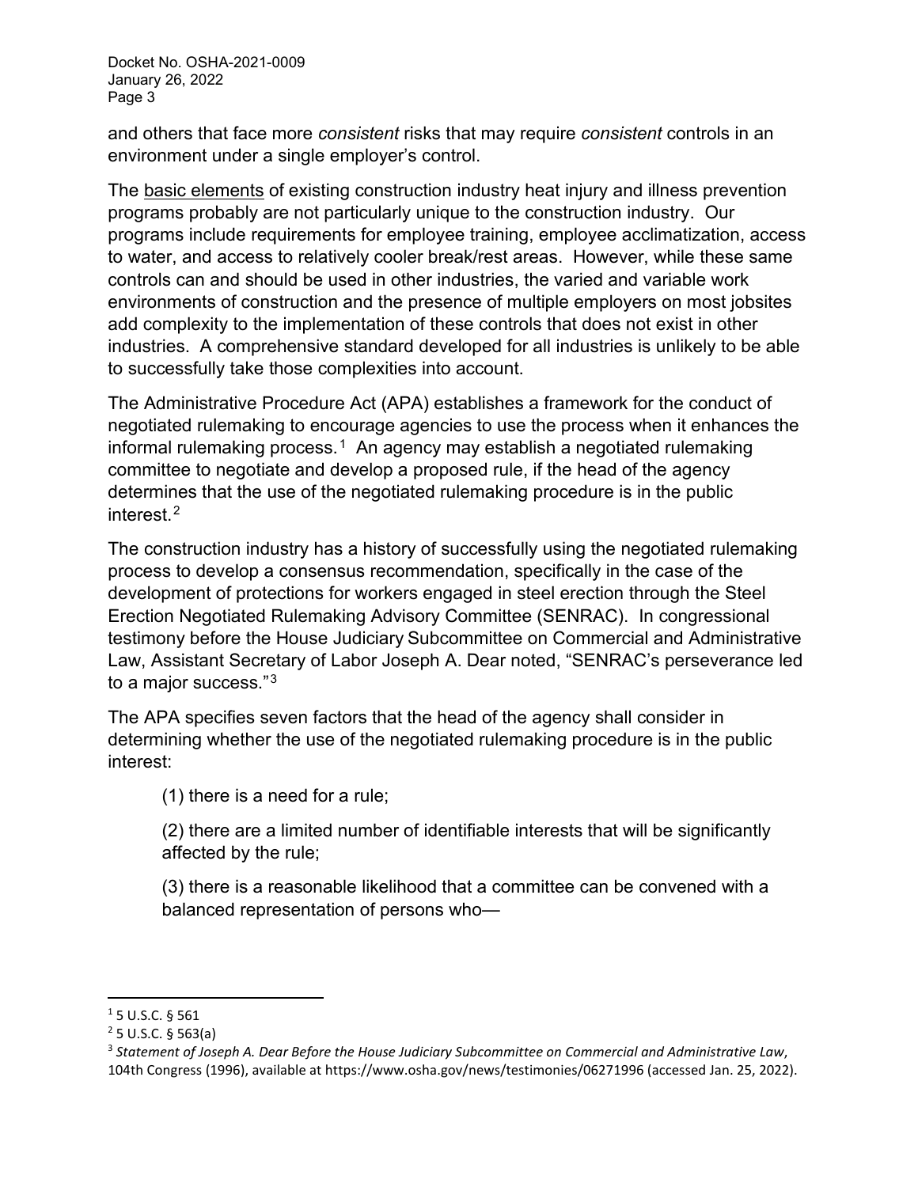and others that face more *consistent* risks that may require *consistent* controls in an environment under a single employer's control.

The <u>basic elements</u> of existing construction industry heat injury and illness prevention programs probably are not particularly unique to the construction industry. Our programs include requirements for employee training, employee acclimatization, access to water, and access to relatively cooler break/rest areas. However, while these same controls can and should be used in other industries, the varied and variable work environments of construction and the presence of multiple employers on most jobsites add complexity to the implementation of these controls that does not exist in other industries. A comprehensive standard developed for all industries is unlikely to be able to successfully take those complexities into account.

The Administrative Procedure Act (APA) establishes a framework for the conduct of negotiated rulemaking to encourage agencies to use the process when it enhances the informal rulemaking process.[1] An agency may establish a negotiated rulemaking committee to negotiate and develop a proposed rule, if the head of the agency determines that the use of the negotiated rulemaking procedure is in the public interest.[2]

The construction industry has a history of successfully using the negotiated rulemaking process to develop a consensus recommendation, specifically in the case of the development of protections for workers engaged in steel erection through the Steel Erection Negotiated Rulemaking Advisory Committee (SENRAC). In congressional testimony before the House Judiciary Subcommittee on Commercial and Administrative Law, Assistant Secretary of Labor Joseph A. Dear noted, "SENRAC's perseverance led to a major success."[3]

The APA specifies seven factors that the head of the agency shall consider in determining whether the use of the negotiated rulemaking procedure is in the public interest:

> (1) there is a need for a rule;
>
> (2) there are a limited number of identifiable interests that will be significantly affected by the rule;
>
> (3) there is a reasonable likelihood that a committee can be convened with a balanced representation of persons who—

---

[1] 5 U.S.C. § 561

[2] 5 U.S.C. § 563(a)

[3] *Statement of Joseph A. Dear Before the House Judiciary Subcommittee on Commercial and Administrative Law*, 104th Congress (1996), available at https://www.osha.gov/news/testimonies/06271996 (accessed Jan. 25, 2022).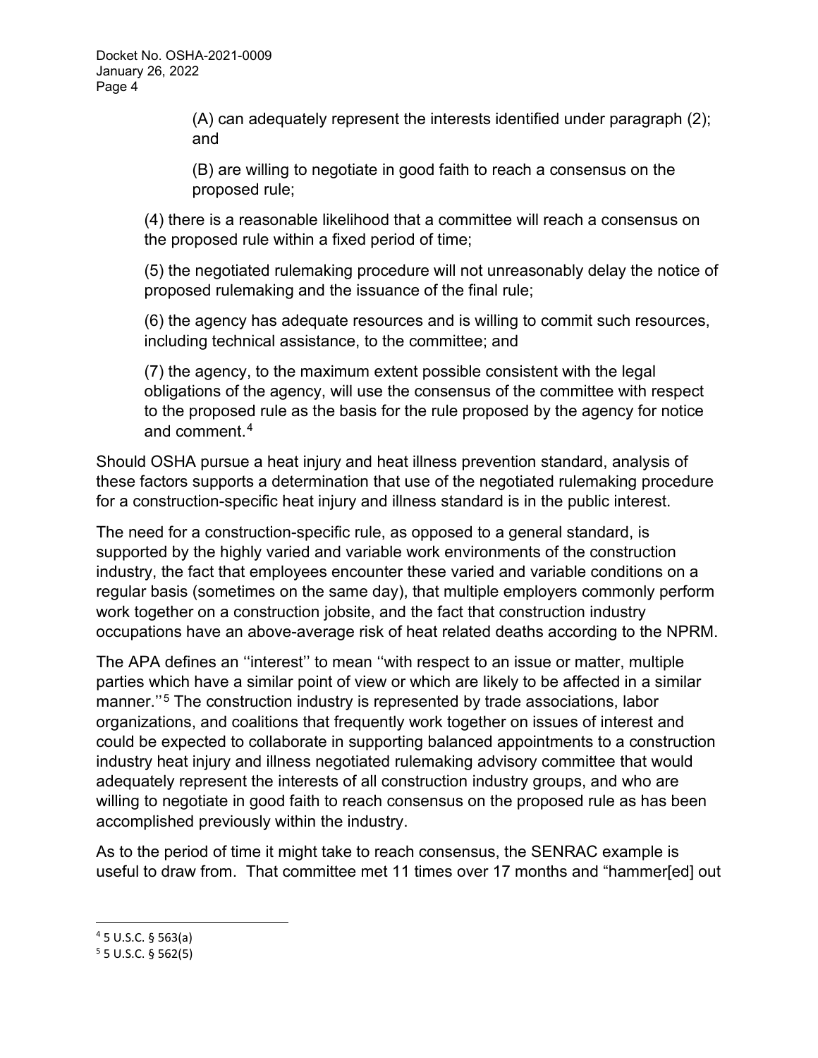> (A) can adequately represent the interests identified under paragraph (2); and
>
> (B) are willing to negotiate in good faith to reach a consensus on the proposed rule;
>
> (4) there is a reasonable likelihood that a committee will reach a consensus on the proposed rule within a fixed period of time;
>
> (5) the negotiated rulemaking procedure will not unreasonably delay the notice of proposed rulemaking and the issuance of the final rule;
>
> (6) the agency has adequate resources and is willing to commit such resources, including technical assistance, to the committee; and
>
> (7) the agency, to the maximum extent possible consistent with the legal obligations of the agency, will use the consensus of the committee with respect to the proposed rule as the basis for the rule proposed by the agency for notice and comment.[4]

Should OSHA pursue a heat injury and heat illness prevention standard, analysis of these factors supports a determination that use of the negotiated rulemaking procedure for a construction-specific heat injury and illness standard is in the public interest.

The need for a construction-specific rule, as opposed to a general standard, is supported by the highly varied and variable work environments of the construction industry, the fact that employees encounter these varied and variable conditions on a regular basis (sometimes on the same day), that multiple employers commonly perform work together on a construction jobsite, and the fact that construction industry occupations have an above-average risk of heat related deaths according to the NPRM.

The APA defines an ''interest'' to mean ''with respect to an issue or matter, multiple parties which have a similar point of view or which are likely to be affected in a similar manner.''[5] The construction industry is represented by trade associations, labor organizations, and coalitions that frequently work together on issues of interest and could be expected to collaborate in supporting balanced appointments to a construction industry heat injury and illness negotiated rulemaking advisory committee that would adequately represent the interests of all construction industry groups, and who are willing to negotiate in good faith to reach consensus on the proposed rule as has been accomplished previously within the industry.

As to the period of time it might take to reach consensus, the SENRAC example is useful to draw from. That committee met 11 times over 17 months and "hammer[ed] out

---

[4] 5 U.S.C. § 563(a)

[5] 5 U.S.C. § 562(5)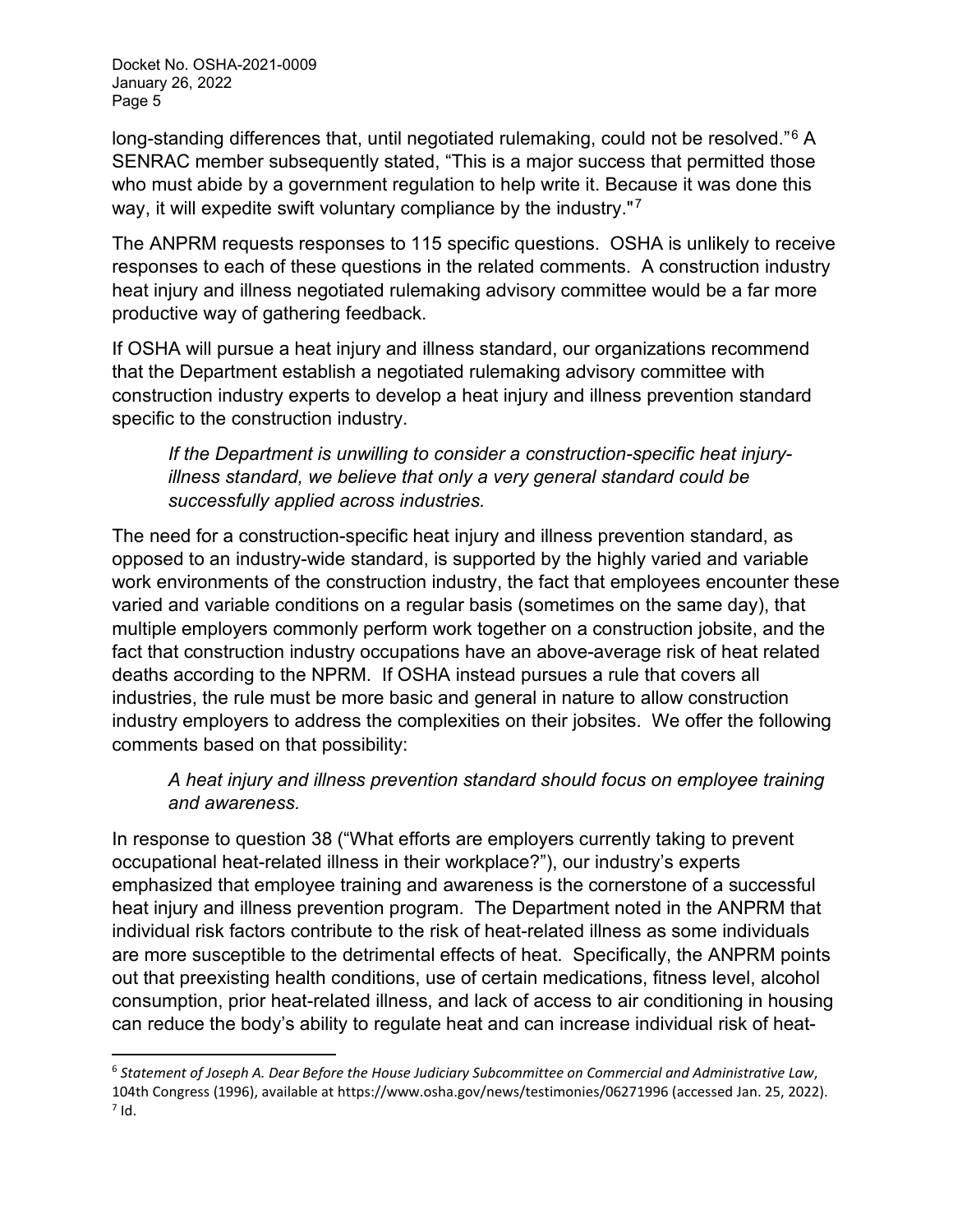long-standing differences that, until negotiated rulemaking, could not be resolved."[6] A SENRAC member subsequently stated, "This is a major success that permitted those who must abide by a government regulation to help write it. Because it was done this way, it will expedite swift voluntary compliance by the industry."[7]

The ANPRM requests responses to 115 specific questions. OSHA is unlikely to receive responses to each of these questions in the related comments. A construction industry heat injury and illness negotiated rulemaking advisory committee would be a far more productive way of gathering feedback.

If OSHA will pursue a heat injury and illness standard, our organizations recommend that the Department establish a negotiated rulemaking advisory committee with construction industry experts to develop a heat injury and illness prevention standard specific to the construction industry.

> *If the Department is unwilling to consider a construction-specific heat injury-illness standard, we believe that only a very general standard could be successfully applied across industries.*

The need for a construction-specific heat injury and illness prevention standard, as opposed to an industry-wide standard, is supported by the highly varied and variable work environments of the construction industry, the fact that employees encounter these varied and variable conditions on a regular basis (sometimes on the same day), that multiple employers commonly perform work together on a construction jobsite, and the fact that construction industry occupations have an above-average risk of heat related deaths according to the NPRM. If OSHA instead pursues a rule that covers all industries, the rule must be more basic and general in nature to allow construction industry employers to address the complexities on their jobsites. We offer the following comments based on that possibility:

> *A heat injury and illness prevention standard should focus on employee training and awareness.*

In response to question 38 ("What efforts are employers currently taking to prevent occupational heat-related illness in their workplace?"), our industry's experts emphasized that employee training and awareness is the cornerstone of a successful heat injury and illness prevention program. The Department noted in the ANPRM that individual risk factors contribute to the risk of heat-related illness as some individuals are more susceptible to the detrimental effects of heat. Specifically, the ANPRM points out that preexisting health conditions, use of certain medications, fitness level, alcohol consumption, prior heat-related illness, and lack of access to air conditioning in housing can reduce the body's ability to regulate heat and can increase individual risk of heat-

---

[6] *Statement of Joseph A. Dear Before the House Judiciary Subcommittee on Commercial and Administrative Law*, 104th Congress (1996), available at https://www.osha.gov/news/testimonies/06271996 (accessed Jan. 25, 2022).

[7] Id.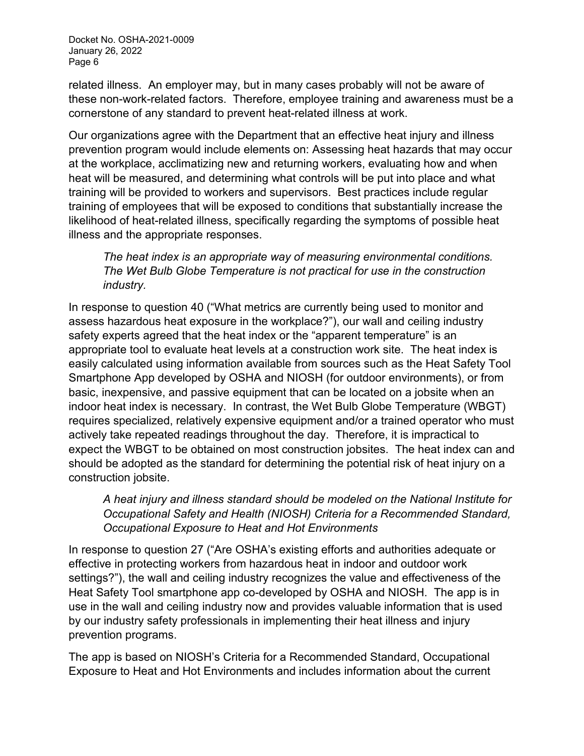related illness. An employer may, but in many cases probably will not be aware of these non-work-related factors. Therefore, employee training and awareness must be a cornerstone of any standard to prevent heat-related illness at work.

Our organizations agree with the Department that an effective heat injury and illness prevention program would include elements on: Assessing heat hazards that may occur at the workplace, acclimatizing new and returning workers, evaluating how and when heat will be measured, and determining what controls will be put into place and what training will be provided to workers and supervisors. Best practices include regular training of employees that will be exposed to conditions that substantially increase the likelihood of heat-related illness, specifically regarding the symptoms of possible heat illness and the appropriate responses.

*The heat index is an appropriate way of measuring environmental conditions. The Wet Bulb Globe Temperature is not practical for use in the construction industry.*

In response to question 40 ("What metrics are currently being used to monitor and assess hazardous heat exposure in the workplace?"), our wall and ceiling industry safety experts agreed that the heat index or the "apparent temperature" is an appropriate tool to evaluate heat levels at a construction work site. The heat index is easily calculated using information available from sources such as the Heat Safety Tool Smartphone App developed by OSHA and NIOSH (for outdoor environments), or from basic, inexpensive, and passive equipment that can be located on a jobsite when an indoor heat index is necessary. In contrast, the Wet Bulb Globe Temperature (WBGT) requires specialized, relatively expensive equipment and/or a trained operator who must actively take repeated readings throughout the day. Therefore, it is impractical to expect the WBGT to be obtained on most construction jobsites. The heat index can and should be adopted as the standard for determining the potential risk of heat injury on a construction jobsite.

*A heat injury and illness standard should be modeled on the National Institute for Occupational Safety and Health (NIOSH) Criteria for a Recommended Standard, Occupational Exposure to Heat and Hot Environments*

In response to question 27 ("Are OSHA's existing efforts and authorities adequate or effective in protecting workers from hazardous heat in indoor and outdoor work settings?"), the wall and ceiling industry recognizes the value and effectiveness of the Heat Safety Tool smartphone app co-developed by OSHA and NIOSH. The app is in use in the wall and ceiling industry now and provides valuable information that is used by our industry safety professionals in implementing their heat illness and injury prevention programs.

The app is based on NIOSH's Criteria for a Recommended Standard, Occupational Exposure to Heat and Hot Environments and includes information about the current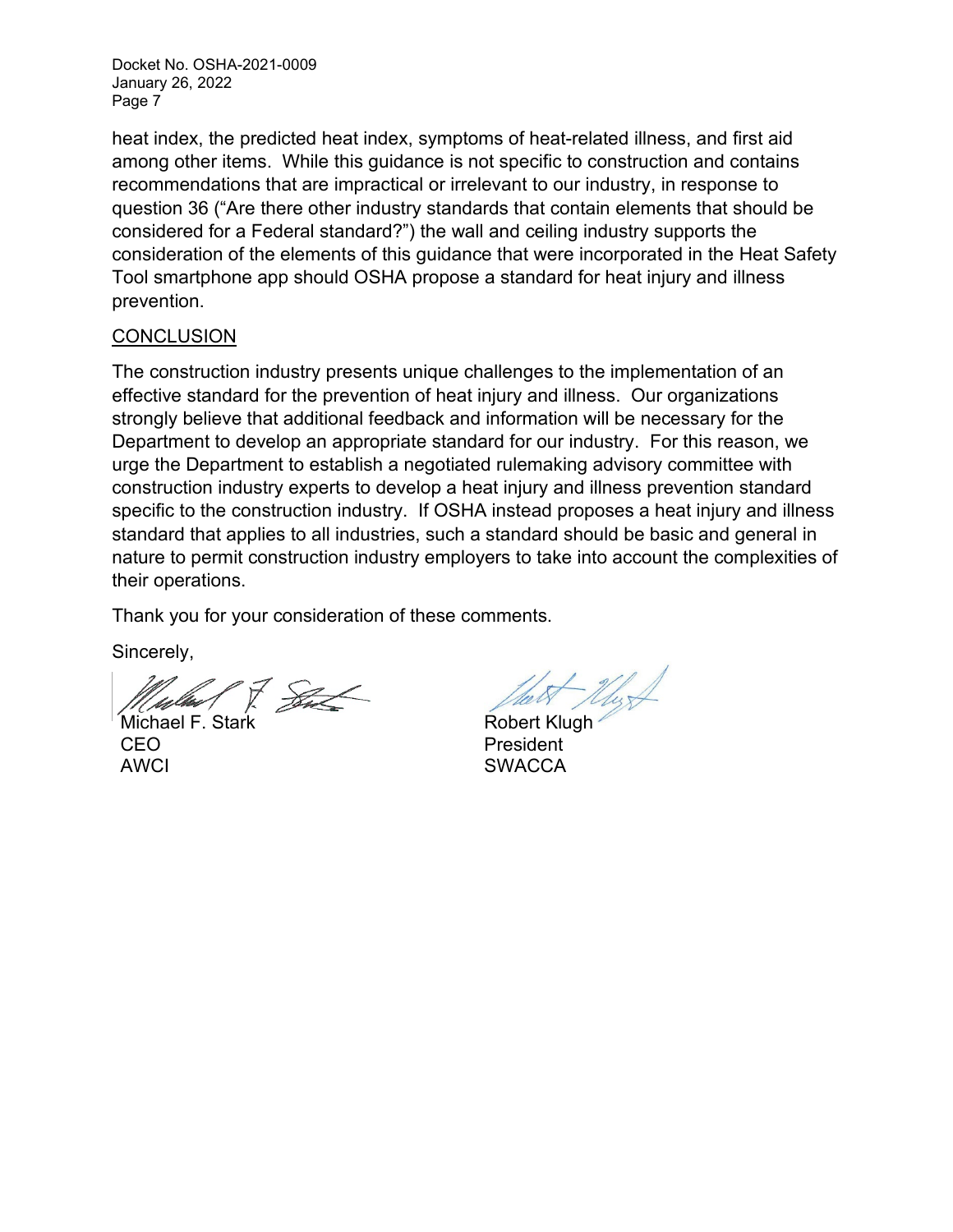heat index, the predicted heat index, symptoms of heat-related illness, and first aid among other items. While this guidance is not specific to construction and contains recommendations that are impractical or irrelevant to our industry, in response to question 36 ("Are there other industry standards that contain elements that should be considered for a Federal standard?") the wall and ceiling industry supports the consideration of the elements of this guidance that were incorporated in the Heat Safety Tool smartphone app should OSHA propose a standard for heat injury and illness prevention.

## CONCLUSION

The construction industry presents unique challenges to the implementation of an effective standard for the prevention of heat injury and illness. Our organizations strongly believe that additional feedback and information will be necessary for the Department to develop an appropriate standard for our industry. For this reason, we urge the Department to establish a negotiated rulemaking advisory committee with construction industry experts to develop a heat injury and illness prevention standard specific to the construction industry. If OSHA instead proposes a heat injury and illness standard that applies to all industries, such a standard should be basic and general in nature to permit construction industry employers to take into account the complexities of their operations.

Thank you for your consideration of these comments.

Sincerely,

Michael F. Stark
CEO
AWCI

Robert Klugh
President
SWACCA